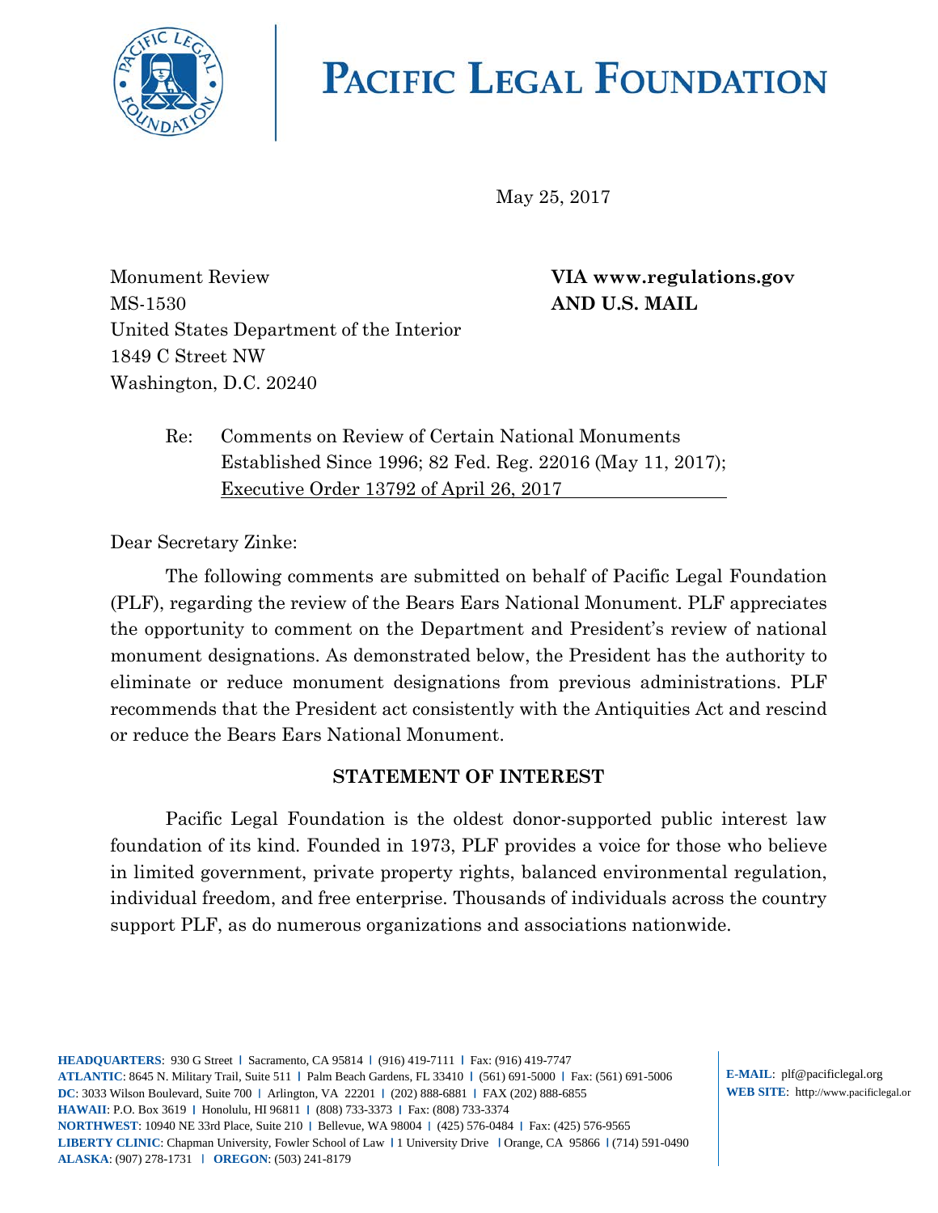# PACIFIC LEGAL FOUNDATION

May 25, 2017

Monument Review
MS-1530
United States Department of the Interior
1849 C Street NW
Washington, D.C. 20240

**VIA www.regulations.gov**
**AND U.S. MAIL**

Re: Comments on Review of Certain National Monuments Established Since 1996; 82 Fed. Reg. 22016 (May 11, 2017); Executive Order 13792 of April 26, 2017

Dear Secretary Zinke:

The following comments are submitted on behalf of Pacific Legal Foundation (PLF), regarding the review of the Bears Ears National Monument. PLF appreciates the opportunity to comment on the Department and President's review of national monument designations. As demonstrated below, the President has the authority to eliminate or reduce monument designations from previous administrations. PLF recommends that the President act consistently with the Antiquities Act and rescind or reduce the Bears Ears National Monument.

## STATEMENT OF INTEREST

Pacific Legal Foundation is the oldest donor-supported public interest law foundation of its kind. Founded in 1973, PLF provides a voice for those who believe in limited government, private property rights, balanced environmental regulation, individual freedom, and free enterprise. Thousands of individuals across the country support PLF, as do numerous organizations and associations nationwide.

**HEADQUARTERS**: 930 G Street | Sacramento, CA 95814 | (916) 419-7111 | Fax: (916) 419-7747
**ATLANTIC**: 8645 N. Military Trail, Suite 511 | Palm Beach Gardens, FL 33410 | (561) 691-5000 | Fax: (561) 691-5006
**DC**: 3033 Wilson Boulevard, Suite 700 | Arlington, VA 22201 | (202) 888-6881 | FAX (202) 888-6855
**HAWAII**: P.O. Box 3619 | Honolulu, HI 96811 | (808) 733-3373 | Fax: (808) 733-3374
**NORTHWEST**: 10940 NE 33rd Place, Suite 210 | Bellevue, WA 98004 | (425) 576-0484 | Fax: (425) 576-9565
**LIBERTY CLINIC**: Chapman University, Fowler School of Law | 1 University Drive | Orange, CA 95866 | (714) 591-0490
**ALASKA**: (907) 278-1731 | **OREGON**: (503) 241-8179

**E-MAIL**: plf@pacificlegal.org
**WEB SITE**: http://www.pacificlegal.or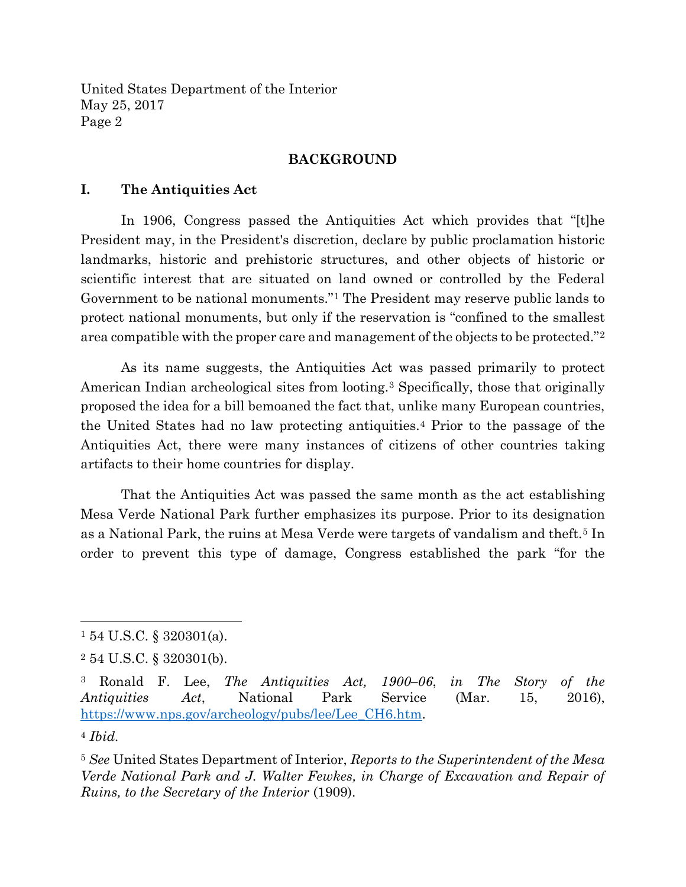## BACKGROUND

### I. The Antiquities Act

In 1906, Congress passed the Antiquities Act which provides that "[t]he President may, in the President's discretion, declare by public proclamation historic landmarks, historic and prehistoric structures, and other objects of historic or scientific interest that are situated on land owned or controlled by the Federal Government to be national monuments."[1] The President may reserve public lands to protect national monuments, but only if the reservation is "confined to the smallest area compatible with the proper care and management of the objects to be protected."[2]

As its name suggests, the Antiquities Act was passed primarily to protect American Indian archeological sites from looting.[3] Specifically, those that originally proposed the idea for a bill bemoaned the fact that, unlike many European countries, the United States had no law protecting antiquities.[4] Prior to the passage of the Antiquities Act, there were many instances of citizens of other countries taking artifacts to their home countries for display.

That the Antiquities Act was passed the same month as the act establishing Mesa Verde National Park further emphasizes its purpose. Prior to its designation as a National Park, the ruins at Mesa Verde were targets of vandalism and theft.[5] In order to prevent this type of damage, Congress established the park "for the

---

[1] 54 U.S.C. § 320301(a).

[2] 54 U.S.C. § 320301(b).

[3] Ronald F. Lee, *The Antiquities Act, 1900–06*, *in The Story of the Antiquities Act*, National Park Service (Mar. 15, 2016), https://www.nps.gov/archeology/pubs/lee/Lee_CH6.htm.

[4] *Ibid.*

[5] *See* United States Department of Interior, *Reports to the Superintendent of the Mesa Verde National Park and J. Walter Fewkes, in Charge of Excavation and Repair of Ruins, to the Secretary of the Interior* (1909).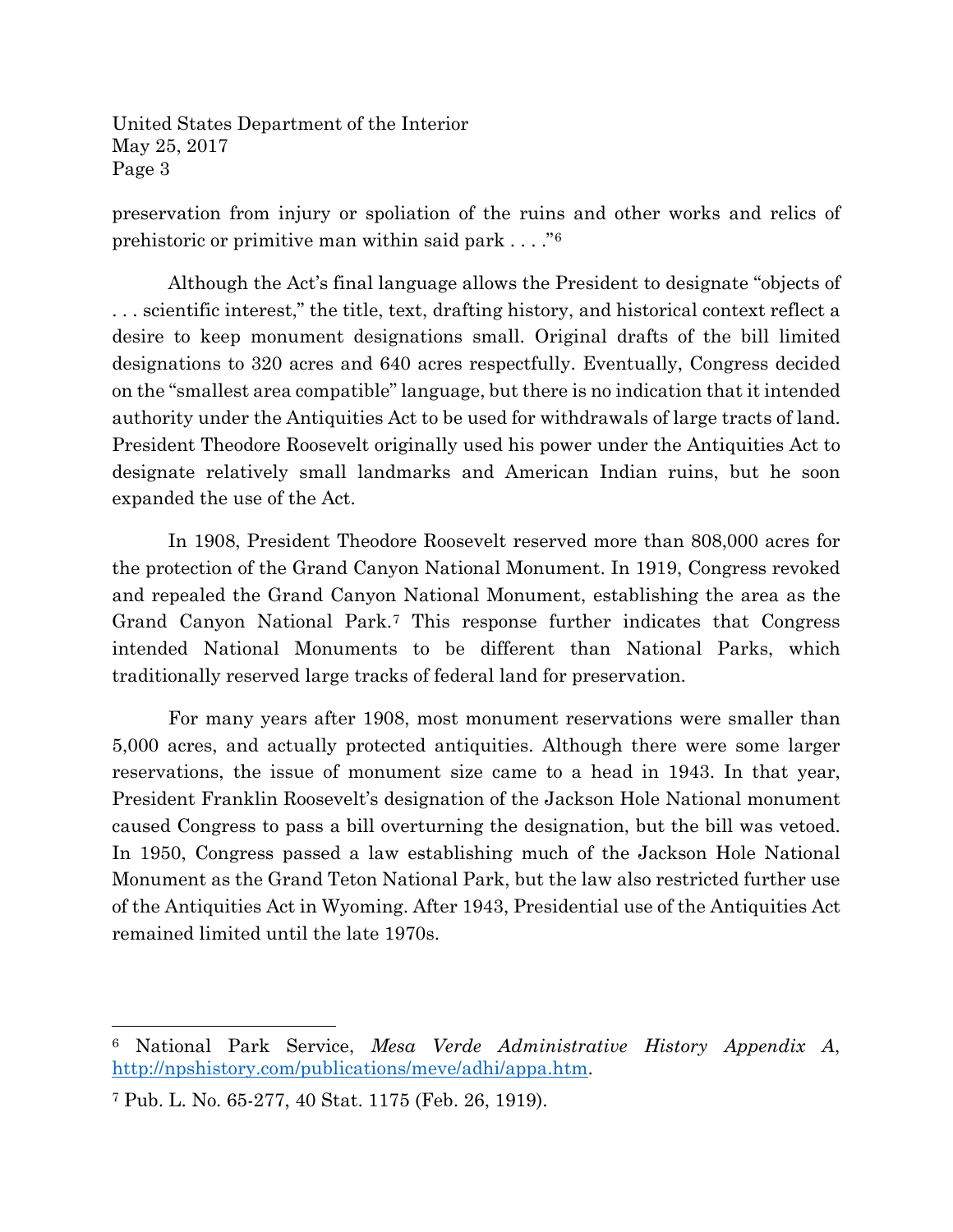preservation from injury or spoliation of the ruins and other works and relics of prehistoric or primitive man within said park . . . ."[6]

Although the Act's final language allows the President to designate "objects of . . . scientific interest," the title, text, drafting history, and historical context reflect a desire to keep monument designations small. Original drafts of the bill limited designations to 320 acres and 640 acres respectfully. Eventually, Congress decided on the "smallest area compatible" language, but there is no indication that it intended authority under the Antiquities Act to be used for withdrawals of large tracts of land. President Theodore Roosevelt originally used his power under the Antiquities Act to designate relatively small landmarks and American Indian ruins, but he soon expanded the use of the Act.

In 1908, President Theodore Roosevelt reserved more than 808,000 acres for the protection of the Grand Canyon National Monument. In 1919, Congress revoked and repealed the Grand Canyon National Monument, establishing the area as the Grand Canyon National Park.[7] This response further indicates that Congress intended National Monuments to be different than National Parks, which traditionally reserved large tracks of federal land for preservation.

For many years after 1908, most monument reservations were smaller than 5,000 acres, and actually protected antiquities. Although there were some larger reservations, the issue of monument size came to a head in 1943. In that year, President Franklin Roosevelt's designation of the Jackson Hole National monument caused Congress to pass a bill overturning the designation, but the bill was vetoed. In 1950, Congress passed a law establishing much of the Jackson Hole National Monument as the Grand Teton National Park, but the law also restricted further use of the Antiquities Act in Wyoming. After 1943, Presidential use of the Antiquities Act remained limited until the late 1970s.

---

[6] National Park Service, *Mesa Verde Administrative History Appendix A*, http://npshistory.com/publications/meve/adhi/appa.htm.

[7] Pub. L. No. 65-277, 40 Stat. 1175 (Feb. 26, 1919).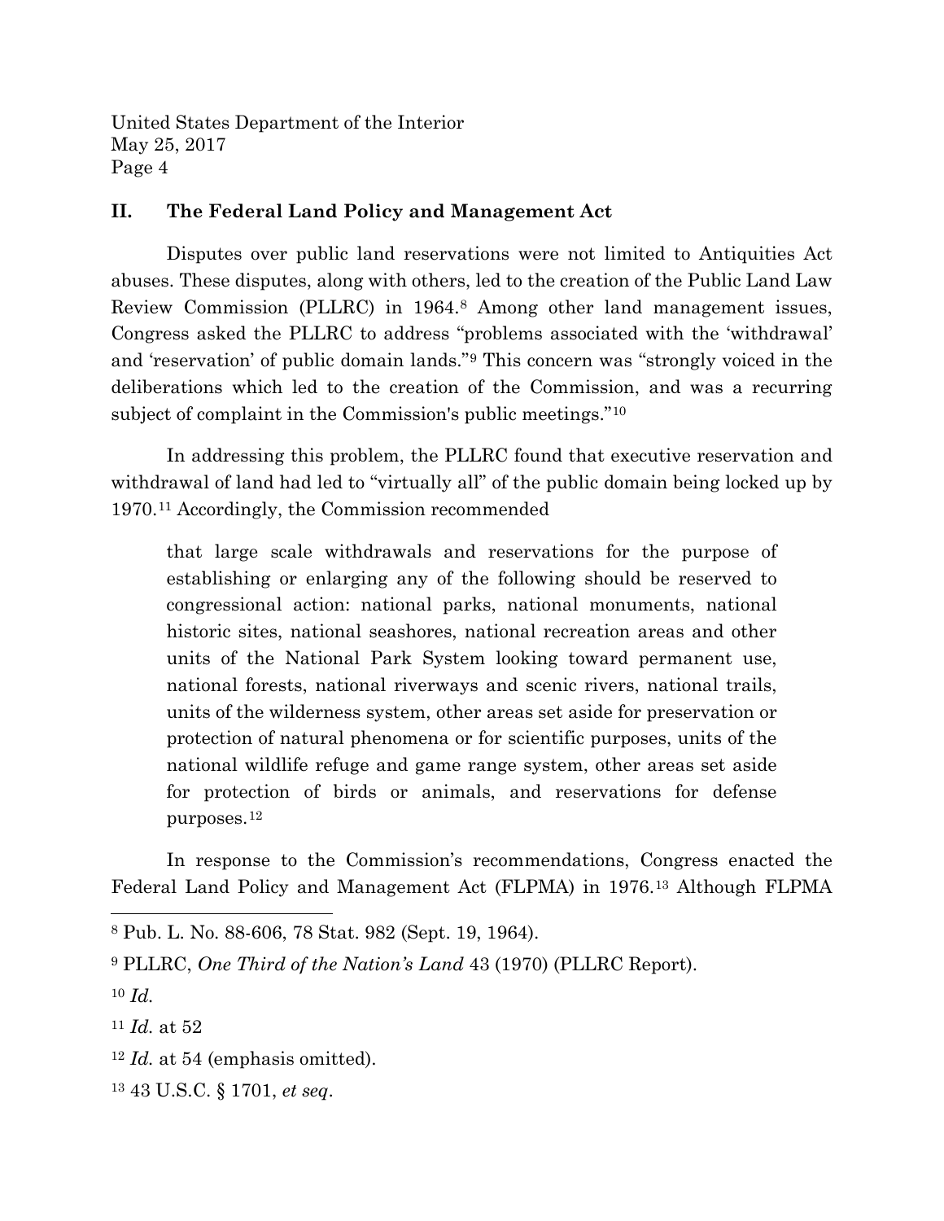## II. The Federal Land Policy and Management Act

Disputes over public land reservations were not limited to Antiquities Act abuses. These disputes, along with others, led to the creation of the Public Land Law Review Commission (PLLRC) in 1964.[8] Among other land management issues, Congress asked the PLLRC to address "problems associated with the 'withdrawal' and 'reservation' of public domain lands."[9] This concern was "strongly voiced in the deliberations which led to the creation of the Commission, and was a recurring subject of complaint in the Commission's public meetings."[10]

In addressing this problem, the PLLRC found that executive reservation and withdrawal of land had led to "virtually all" of the public domain being locked up by 1970.[11] Accordingly, the Commission recommended

> that large scale withdrawals and reservations for the purpose of establishing or enlarging any of the following should be reserved to congressional action: national parks, national monuments, national historic sites, national seashores, national recreation areas and other units of the National Park System looking toward permanent use, national forests, national riverways and scenic rivers, national trails, units of the wilderness system, other areas set aside for preservation or protection of natural phenomena or for scientific purposes, units of the national wildlife refuge and game range system, other areas set aside for protection of birds or animals, and reservations for defense purposes.[12]

In response to the Commission's recommendations, Congress enacted the Federal Land Policy and Management Act (FLPMA) in 1976.[13] Although FLPMA

---

[8] Pub. L. No. 88-606, 78 Stat. 982 (Sept. 19, 1964).

[9] PLLRC, *One Third of the Nation's Land* 43 (1970) (PLLRC Report).

[10] *Id.*

[11] *Id.* at 52

[12] *Id.* at 54 (emphasis omitted).

[13] 43 U.S.C. § 1701, *et seq*.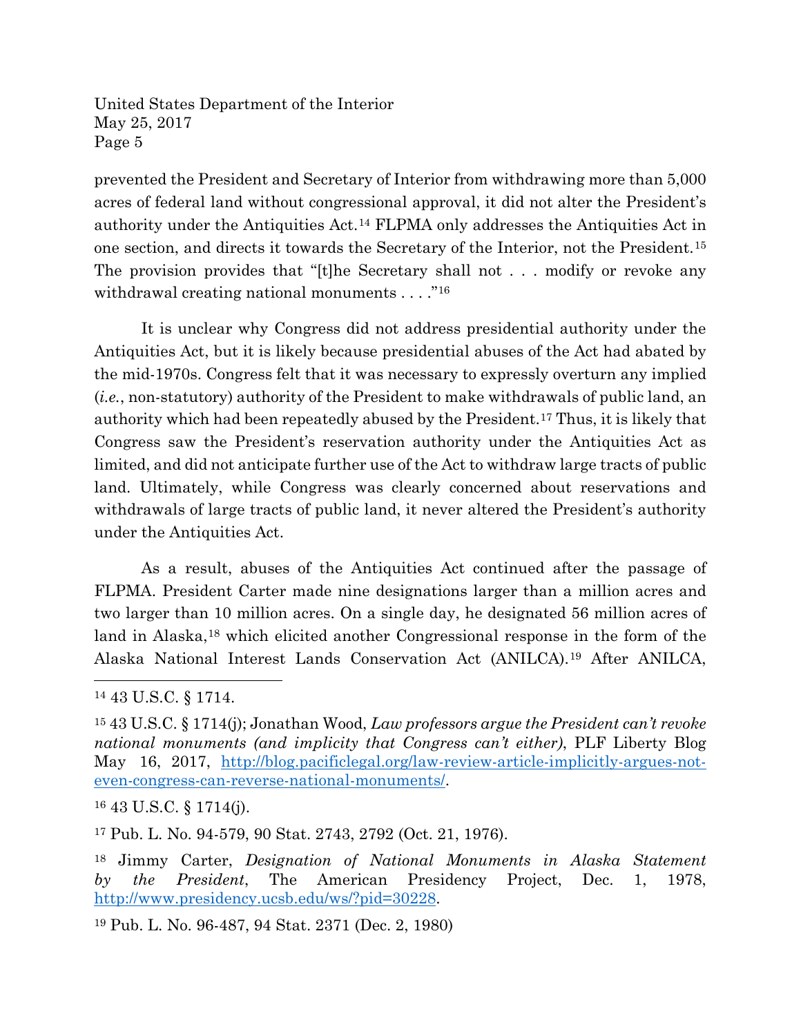prevented the President and Secretary of Interior from withdrawing more than 5,000 acres of federal land without congressional approval, it did not alter the President's authority under the Antiquities Act.[14] FLPMA only addresses the Antiquities Act in one section, and directs it towards the Secretary of the Interior, not the President.[15] The provision provides that "[t]he Secretary shall not . . . modify or revoke any withdrawal creating national monuments . . . ."[16]

It is unclear why Congress did not address presidential authority under the Antiquities Act, but it is likely because presidential abuses of the Act had abated by the mid-1970s. Congress felt that it was necessary to expressly overturn any implied (*i.e.*, non-statutory) authority of the President to make withdrawals of public land, an authority which had been repeatedly abused by the President.[17] Thus, it is likely that Congress saw the President's reservation authority under the Antiquities Act as limited, and did not anticipate further use of the Act to withdraw large tracts of public land. Ultimately, while Congress was clearly concerned about reservations and withdrawals of large tracts of public land, it never altered the President's authority under the Antiquities Act.

As a result, abuses of the Antiquities Act continued after the passage of FLPMA. President Carter made nine designations larger than a million acres and two larger than 10 million acres. On a single day, he designated 56 million acres of land in Alaska,[18] which elicited another Congressional response in the form of the Alaska National Interest Lands Conservation Act (ANILCA).[19] After ANILCA,

---

[14] 43 U.S.C. § 1714.

[15] 43 U.S.C. § 1714(j); Jonathan Wood, *Law professors argue the President can't revoke national monuments (and implicity that Congress can't either)*, PLF Liberty Blog May 16, 2017, http://blog.pacificlegal.org/law-review-article-implicitly-argues-not-even-congress-can-reverse-national-monuments/.

[16] 43 U.S.C. § 1714(j).

[17] Pub. L. No. 94-579, 90 Stat. 2743, 2792 (Oct. 21, 1976).

[18] Jimmy Carter, *Designation of National Monuments in Alaska Statement by the President*, The American Presidency Project, Dec. 1, 1978, http://www.presidency.ucsb.edu/ws/?pid=30228.

[19] Pub. L. No. 96-487, 94 Stat. 2371 (Dec. 2, 1980)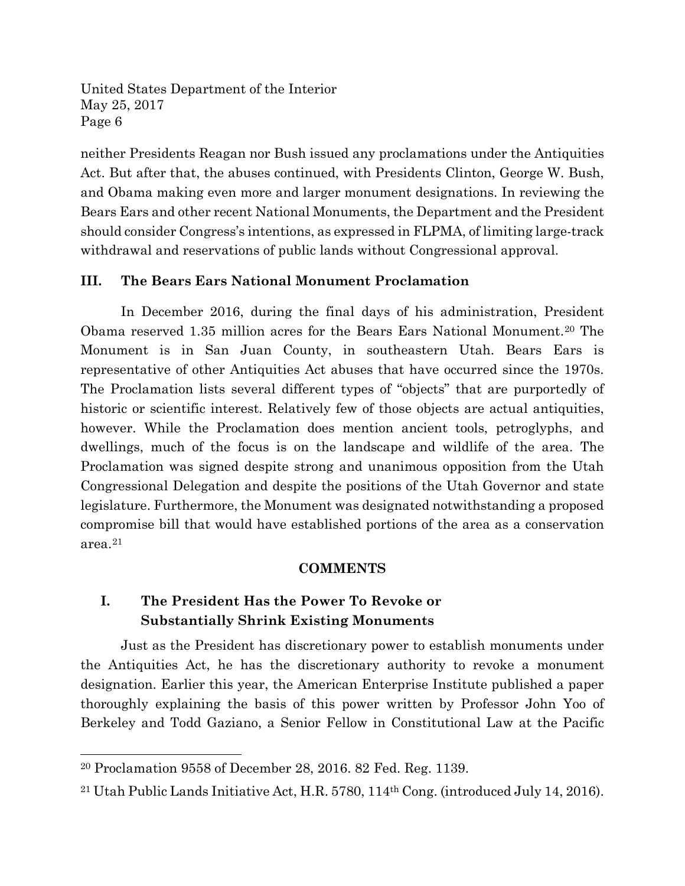neither Presidents Reagan nor Bush issued any proclamations under the Antiquities Act. But after that, the abuses continued, with Presidents Clinton, George W. Bush, and Obama making even more and larger monument designations. In reviewing the Bears Ears and other recent National Monuments, the Department and the President should consider Congress's intentions, as expressed in FLPMA, of limiting large-track withdrawal and reservations of public lands without Congressional approval.

## III. The Bears Ears National Monument Proclamation

In December 2016, during the final days of his administration, President Obama reserved 1.35 million acres for the Bears Ears National Monument.[20] The Monument is in San Juan County, in southeastern Utah. Bears Ears is representative of other Antiquities Act abuses that have occurred since the 1970s. The Proclamation lists several different types of "objects" that are purportedly of historic or scientific interest. Relatively few of those objects are actual antiquities, however. While the Proclamation does mention ancient tools, petroglyphs, and dwellings, much of the focus is on the landscape and wildlife of the area. The Proclamation was signed despite strong and unanimous opposition from the Utah Congressional Delegation and despite the positions of the Utah Governor and state legislature. Furthermore, the Monument was designated notwithstanding a proposed compromise bill that would have established portions of the area as a conservation area.[21]

## COMMENTS

## I. The President Has the Power To Revoke or Substantially Shrink Existing Monuments

Just as the President has discretionary power to establish monuments under the Antiquities Act, he has the discretionary authority to revoke a monument designation. Earlier this year, the American Enterprise Institute published a paper thoroughly explaining the basis of this power written by Professor John Yoo of Berkeley and Todd Gaziano, a Senior Fellow in Constitutional Law at the Pacific

---

[20] Proclamation 9558 of December 28, 2016. 82 Fed. Reg. 1139.

[21] Utah Public Lands Initiative Act, H.R. 5780, 114th Cong. (introduced July 14, 2016).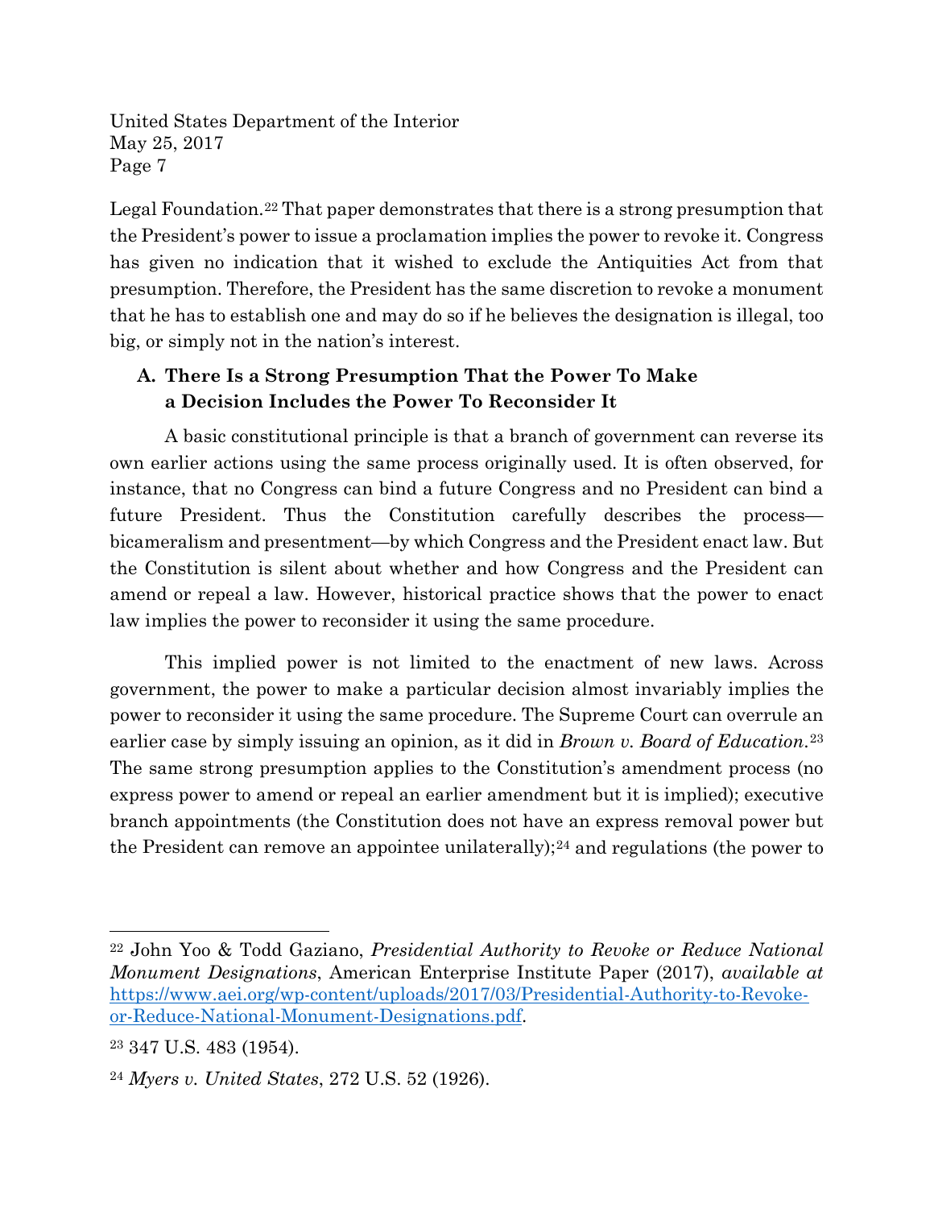Legal Foundation.[22] That paper demonstrates that there is a strong presumption that the President's power to issue a proclamation implies the power to revoke it. Congress has given no indication that it wished to exclude the Antiquities Act from that presumption. Therefore, the President has the same discretion to revoke a monument that he has to establish one and may do so if he believes the designation is illegal, too big, or simply not in the nation's interest.

### A. There Is a Strong Presumption That the Power To Make a Decision Includes the Power To Reconsider It

A basic constitutional principle is that a branch of government can reverse its own earlier actions using the same process originally used. It is often observed, for instance, that no Congress can bind a future Congress and no President can bind a future President. Thus the Constitution carefully describes the process—bicameralism and presentment—by which Congress and the President enact law. But the Constitution is silent about whether and how Congress and the President can amend or repeal a law. However, historical practice shows that the power to enact law implies the power to reconsider it using the same procedure.

This implied power is not limited to the enactment of new laws. Across government, the power to make a particular decision almost invariably implies the power to reconsider it using the same procedure. The Supreme Court can overrule an earlier case by simply issuing an opinion, as it did in *Brown v. Board of Education*.[23] The same strong presumption applies to the Constitution's amendment process (no express power to amend or repeal an earlier amendment but it is implied); executive branch appointments (the Constitution does not have an express removal power but the President can remove an appointee unilaterally);[24] and regulations (the power to

---

[22] John Yoo & Todd Gaziano, *Presidential Authority to Revoke or Reduce National Monument Designations*, American Enterprise Institute Paper (2017), *available at* https://www.aei.org/wp-content/uploads/2017/03/Presidential-Authority-to-Revoke-or-Reduce-National-Monument-Designations.pdf.

[23] 347 U.S. 483 (1954).

[24] *Myers v. United States*, 272 U.S. 52 (1926).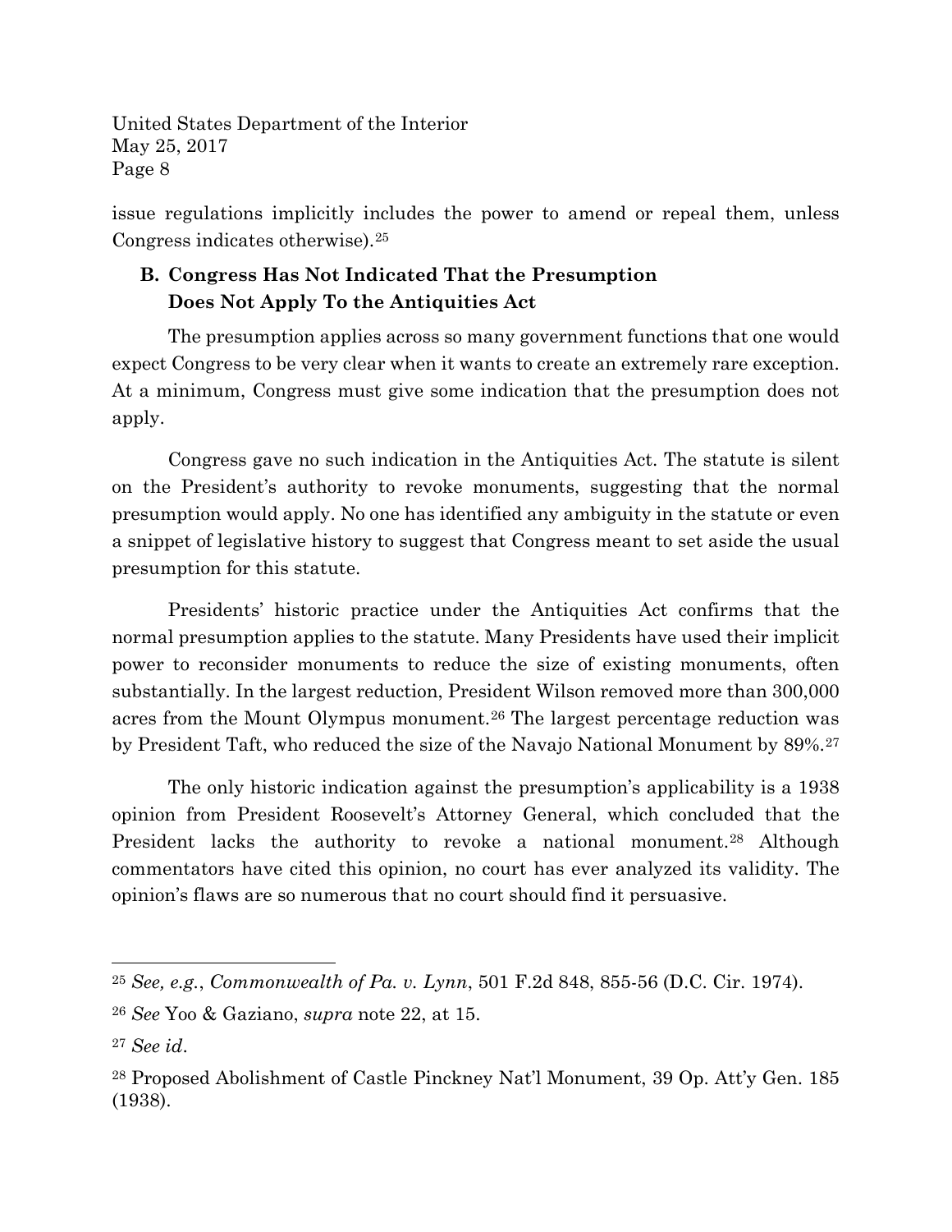issue regulations implicitly includes the power to amend or repeal them, unless Congress indicates otherwise).[25]

## B. Congress Has Not Indicated That the Presumption Does Not Apply To the Antiquities Act

The presumption applies across so many government functions that one would expect Congress to be very clear when it wants to create an extremely rare exception. At a minimum, Congress must give some indication that the presumption does not apply.

Congress gave no such indication in the Antiquities Act. The statute is silent on the President's authority to revoke monuments, suggesting that the normal presumption would apply. No one has identified any ambiguity in the statute or even a snippet of legislative history to suggest that Congress meant to set aside the usual presumption for this statute.

Presidents' historic practice under the Antiquities Act confirms that the normal presumption applies to the statute. Many Presidents have used their implicit power to reconsider monuments to reduce the size of existing monuments, often substantially. In the largest reduction, President Wilson removed more than 300,000 acres from the Mount Olympus monument.[26] The largest percentage reduction was by President Taft, who reduced the size of the Navajo National Monument by 89%.[27]

The only historic indication against the presumption's applicability is a 1938 opinion from President Roosevelt's Attorney General, which concluded that the President lacks the authority to revoke a national monument.[28] Although commentators have cited this opinion, no court has ever analyzed its validity. The opinion's flaws are so numerous that no court should find it persuasive.

---

[25] *See, e.g.*, *Commonwealth of Pa. v. Lynn*, 501 F.2d 848, 855-56 (D.C. Cir. 1974).

[26] *See* Yoo & Gaziano, *supra* note 22, at 15.

[27] *See id*.

[28] Proposed Abolishment of Castle Pinckney Nat'l Monument, 39 Op. Att'y Gen. 185 (1938).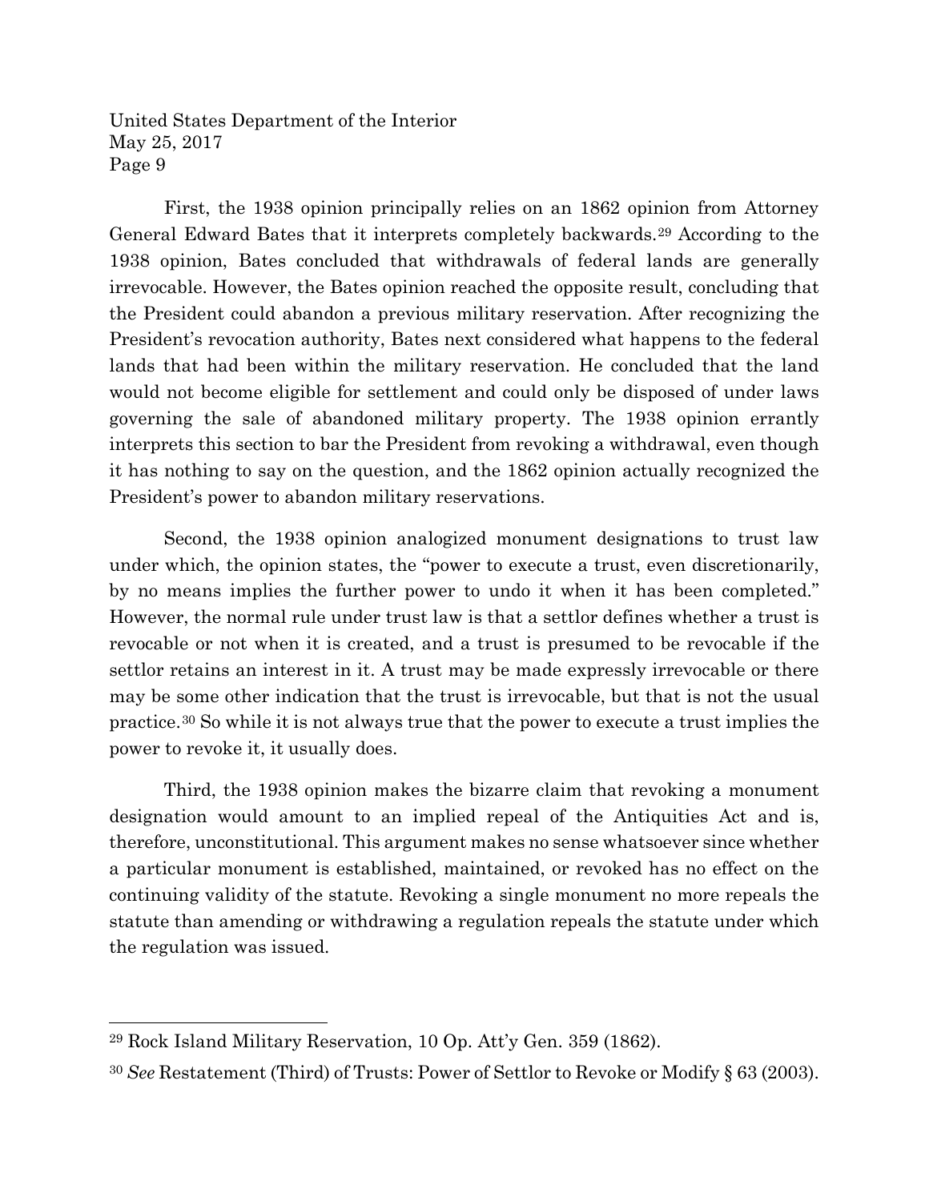First, the 1938 opinion principally relies on an 1862 opinion from Attorney General Edward Bates that it interprets completely backwards.[29] According to the 1938 opinion, Bates concluded that withdrawals of federal lands are generally irrevocable. However, the Bates opinion reached the opposite result, concluding that the President could abandon a previous military reservation. After recognizing the President's revocation authority, Bates next considered what happens to the federal lands that had been within the military reservation. He concluded that the land would not become eligible for settlement and could only be disposed of under laws governing the sale of abandoned military property. The 1938 opinion errantly interprets this section to bar the President from revoking a withdrawal, even though it has nothing to say on the question, and the 1862 opinion actually recognized the President's power to abandon military reservations.

Second, the 1938 opinion analogized monument designations to trust law under which, the opinion states, the "power to execute a trust, even discretionarily, by no means implies the further power to undo it when it has been completed." However, the normal rule under trust law is that a settlor defines whether a trust is revocable or not when it is created, and a trust is presumed to be revocable if the settlor retains an interest in it. A trust may be made expressly irrevocable or there may be some other indication that the trust is irrevocable, but that is not the usual practice.[30] So while it is not always true that the power to execute a trust implies the power to revoke it, it usually does.

Third, the 1938 opinion makes the bizarre claim that revoking a monument designation would amount to an implied repeal of the Antiquities Act and is, therefore, unconstitutional. This argument makes no sense whatsoever since whether a particular monument is established, maintained, or revoked has no effect on the continuing validity of the statute. Revoking a single monument no more repeals the statute than amending or withdrawing a regulation repeals the statute under which the regulation was issued.

---

[29] Rock Island Military Reservation, 10 Op. Att'y Gen. 359 (1862).

[30] *See* Restatement (Third) of Trusts: Power of Settlor to Revoke or Modify § 63 (2003).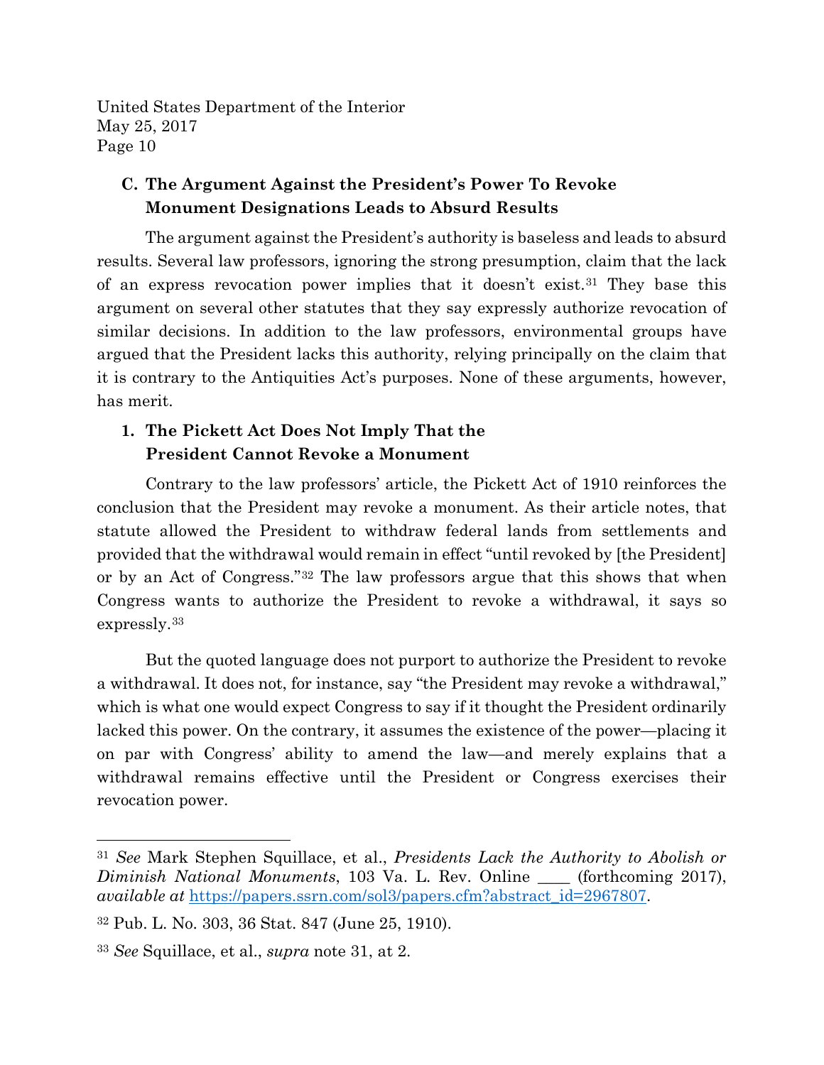### C. The Argument Against the President's Power To Revoke Monument Designations Leads to Absurd Results

The argument against the President's authority is baseless and leads to absurd results. Several law professors, ignoring the strong presumption, claim that the lack of an express revocation power implies that it doesn't exist.[31] They base this argument on several other statutes that they say expressly authorize revocation of similar decisions. In addition to the law professors, environmental groups have argued that the President lacks this authority, relying principally on the claim that it is contrary to the Antiquities Act's purposes. None of these arguments, however, has merit.

#### 1. The Pickett Act Does Not Imply That the President Cannot Revoke a Monument

Contrary to the law professors' article, the Pickett Act of 1910 reinforces the conclusion that the President may revoke a monument. As their article notes, that statute allowed the President to withdraw federal lands from settlements and provided that the withdrawal would remain in effect "until revoked by [the President] or by an Act of Congress."[32] The law professors argue that this shows that when Congress wants to authorize the President to revoke a withdrawal, it says so expressly.[33]

But the quoted language does not purport to authorize the President to revoke a withdrawal. It does not, for instance, say "the President may revoke a withdrawal," which is what one would expect Congress to say if it thought the President ordinarily lacked this power. On the contrary, it assumes the existence of the power—placing it on par with Congress' ability to amend the law—and merely explains that a withdrawal remains effective until the President or Congress exercises their revocation power.

---

[31] *See* Mark Stephen Squillace, et al., *Presidents Lack the Authority to Abolish or Diminish National Monuments*, 103 Va. L. Rev. Online ____ (forthcoming 2017), *available at* https://papers.ssrn.com/sol3/papers.cfm?abstract_id=2967807.

[32] Pub. L. No. 303, 36 Stat. 847 (June 25, 1910).

[33] *See* Squillace, et al., *supra* note 31, at 2.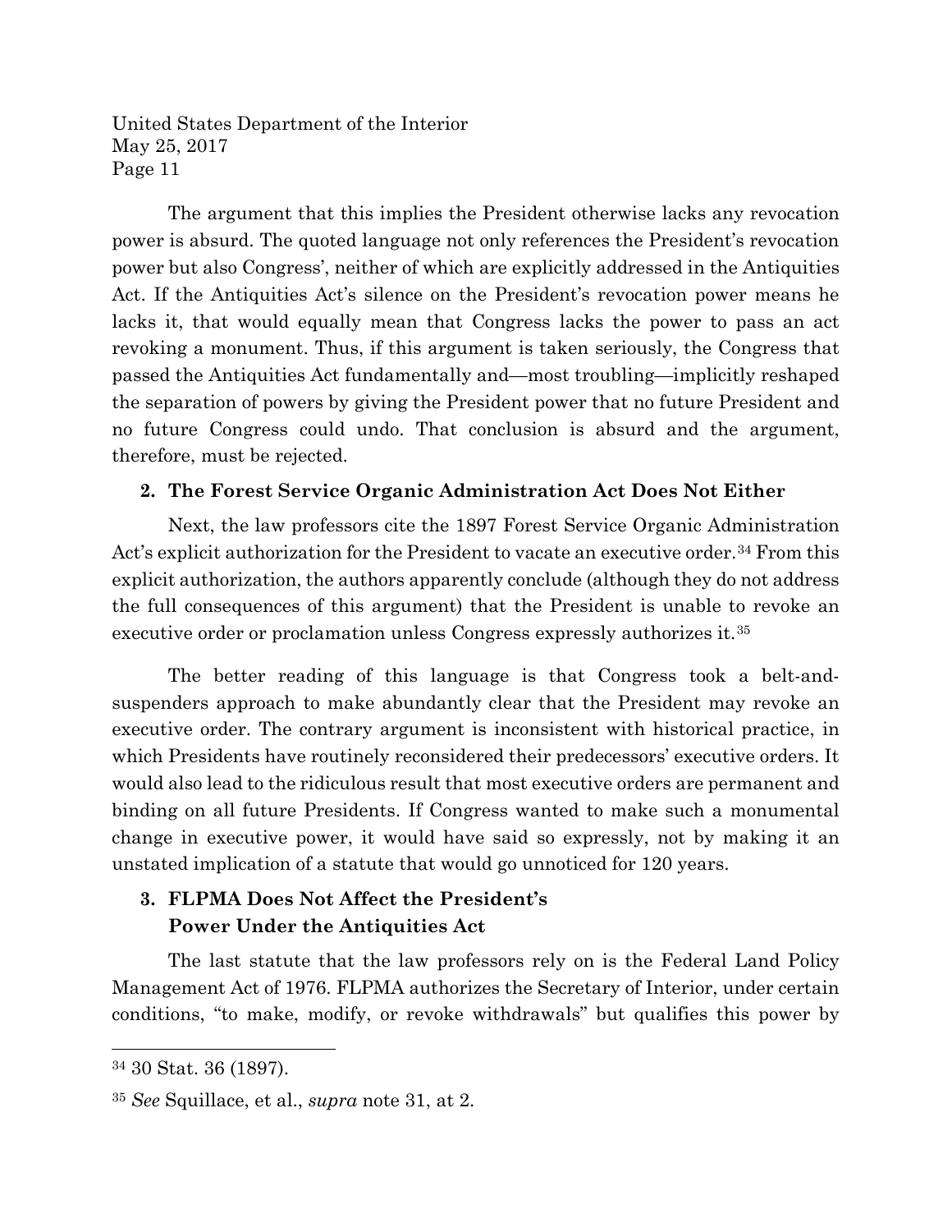The argument that this implies the President otherwise lacks any revocation power is absurd. The quoted language not only references the President's revocation power but also Congress', neither of which are explicitly addressed in the Antiquities Act. If the Antiquities Act's silence on the President's revocation power means he lacks it, that would equally mean that Congress lacks the power to pass an act revoking a monument. Thus, if this argument is taken seriously, the Congress that passed the Antiquities Act fundamentally and—most troubling—implicitly reshaped the separation of powers by giving the President power that no future President and no future Congress could undo. That conclusion is absurd and the argument, therefore, must be rejected.

### 2. The Forest Service Organic Administration Act Does Not Either

Next, the law professors cite the 1897 Forest Service Organic Administration Act's explicit authorization for the President to vacate an executive order.[34] From this explicit authorization, the authors apparently conclude (although they do not address the full consequences of this argument) that the President is unable to revoke an executive order or proclamation unless Congress expressly authorizes it.[35]

The better reading of this language is that Congress took a belt-and-suspenders approach to make abundantly clear that the President may revoke an executive order. The contrary argument is inconsistent with historical practice, in which Presidents have routinely reconsidered their predecessors' executive orders. It would also lead to the ridiculous result that most executive orders are permanent and binding on all future Presidents. If Congress wanted to make such a monumental change in executive power, it would have said so expressly, not by making it an unstated implication of a statute that would go unnoticed for 120 years.

### 3. FLPMA Does Not Affect the President's Power Under the Antiquities Act

The last statute that the law professors rely on is the Federal Land Policy Management Act of 1976. FLPMA authorizes the Secretary of Interior, under certain conditions, "to make, modify, or revoke withdrawals" but qualifies this power by

---

[34] 30 Stat. 36 (1897).

[35] *See* Squillace, et al., *supra* note 31, at 2.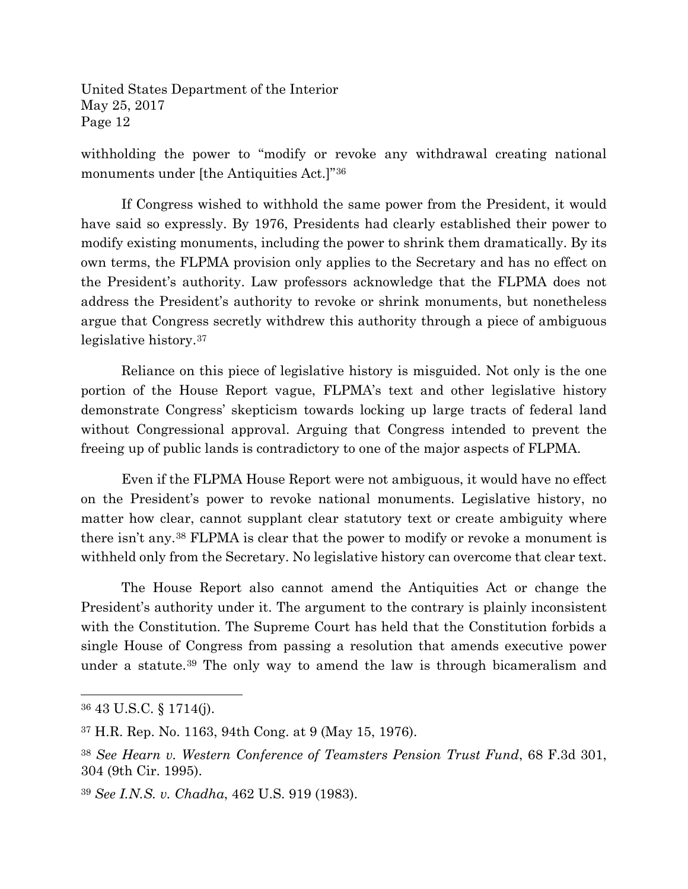withholding the power to "modify or revoke any withdrawal creating national monuments under [the Antiquities Act.]"[36]

If Congress wished to withhold the same power from the President, it would have said so expressly. By 1976, Presidents had clearly established their power to modify existing monuments, including the power to shrink them dramatically. By its own terms, the FLPMA provision only applies to the Secretary and has no effect on the President's authority. Law professors acknowledge that the FLPMA does not address the President's authority to revoke or shrink monuments, but nonetheless argue that Congress secretly withdrew this authority through a piece of ambiguous legislative history.[37]

Reliance on this piece of legislative history is misguided. Not only is the one portion of the House Report vague, FLPMA's text and other legislative history demonstrate Congress' skepticism towards locking up large tracts of federal land without Congressional approval. Arguing that Congress intended to prevent the freeing up of public lands is contradictory to one of the major aspects of FLPMA.

Even if the FLPMA House Report were not ambiguous, it would have no effect on the President's power to revoke national monuments. Legislative history, no matter how clear, cannot supplant clear statutory text or create ambiguity where there isn't any.[38] FLPMA is clear that the power to modify or revoke a monument is withheld only from the Secretary. No legislative history can overcome that clear text.

The House Report also cannot amend the Antiquities Act or change the President's authority under it. The argument to the contrary is plainly inconsistent with the Constitution. The Supreme Court has held that the Constitution forbids a single House of Congress from passing a resolution that amends executive power under a statute.[39] The only way to amend the law is through bicameralism and

---

[36] 43 U.S.C. § 1714(j).

[37] H.R. Rep. No. 1163, 94th Cong. at 9 (May 15, 1976).

[38] *See Hearn v. Western Conference of Teamsters Pension Trust Fund*, 68 F.3d 301, 304 (9th Cir. 1995).

[39] *See I.N.S. v. Chadha*, 462 U.S. 919 (1983).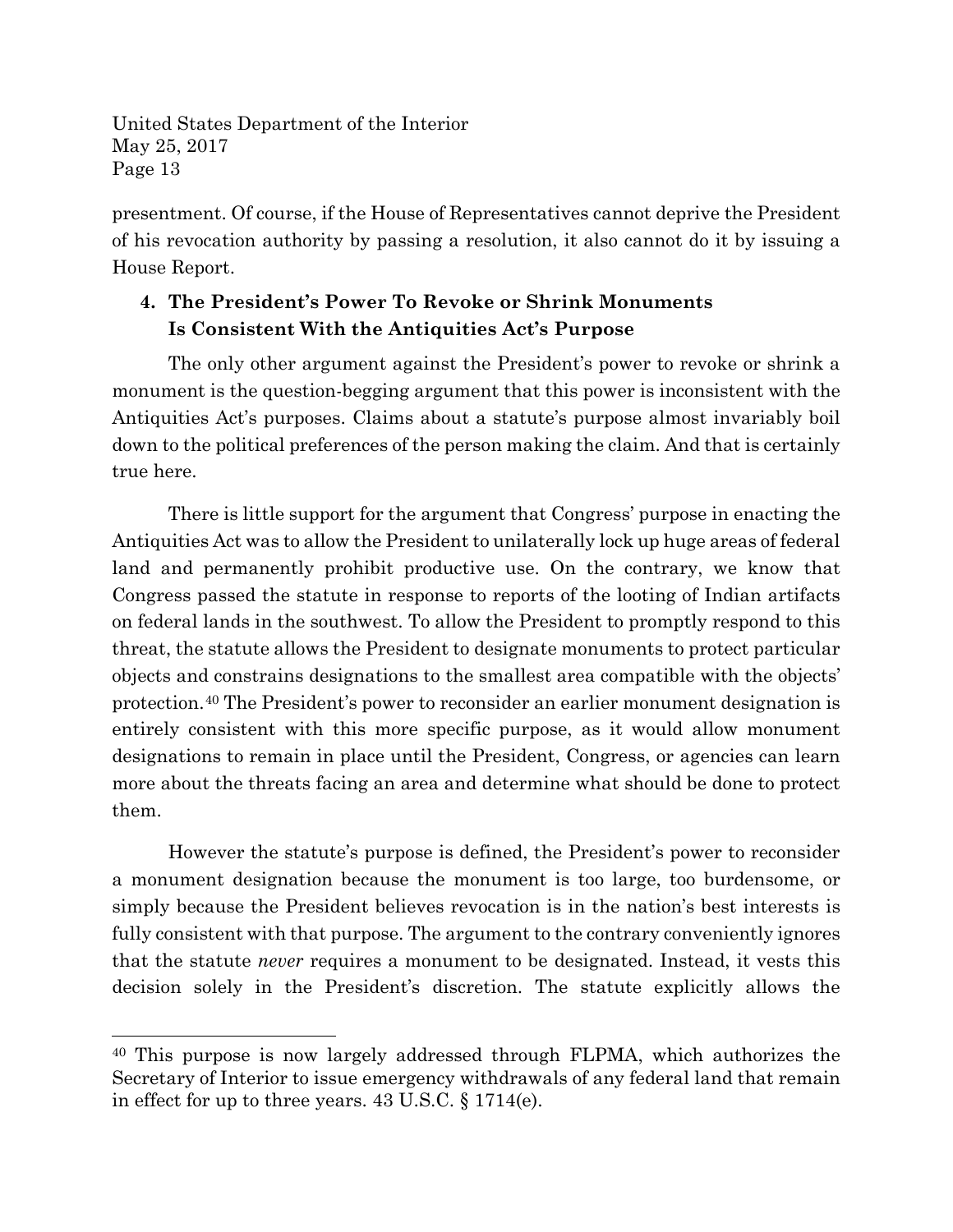presentment. Of course, if the House of Representatives cannot deprive the President of his revocation authority by passing a resolution, it also cannot do it by issuing a House Report.

### 4. The President's Power To Revoke or Shrink Monuments Is Consistent With the Antiquities Act's Purpose

The only other argument against the President's power to revoke or shrink a monument is the question-begging argument that this power is inconsistent with the Antiquities Act's purposes. Claims about a statute's purpose almost invariably boil down to the political preferences of the person making the claim. And that is certainly true here.

There is little support for the argument that Congress' purpose in enacting the Antiquities Act was to allow the President to unilaterally lock up huge areas of federal land and permanently prohibit productive use. On the contrary, we know that Congress passed the statute in response to reports of the looting of Indian artifacts on federal lands in the southwest. To allow the President to promptly respond to this threat, the statute allows the President to designate monuments to protect particular objects and constrains designations to the smallest area compatible with the objects' protection.[40] The President's power to reconsider an earlier monument designation is entirely consistent with this more specific purpose, as it would allow monument designations to remain in place until the President, Congress, or agencies can learn more about the threats facing an area and determine what should be done to protect them.

However the statute's purpose is defined, the President's power to reconsider a monument designation because the monument is too large, too burdensome, or simply because the President believes revocation is in the nation's best interests is fully consistent with that purpose. The argument to the contrary conveniently ignores that the statute *never* requires a monument to be designated. Instead, it vests this decision solely in the President's discretion. The statute explicitly allows the

---

[40] This purpose is now largely addressed through FLPMA, which authorizes the Secretary of Interior to issue emergency withdrawals of any federal land that remain in effect for up to three years. 43 U.S.C. § 1714(e).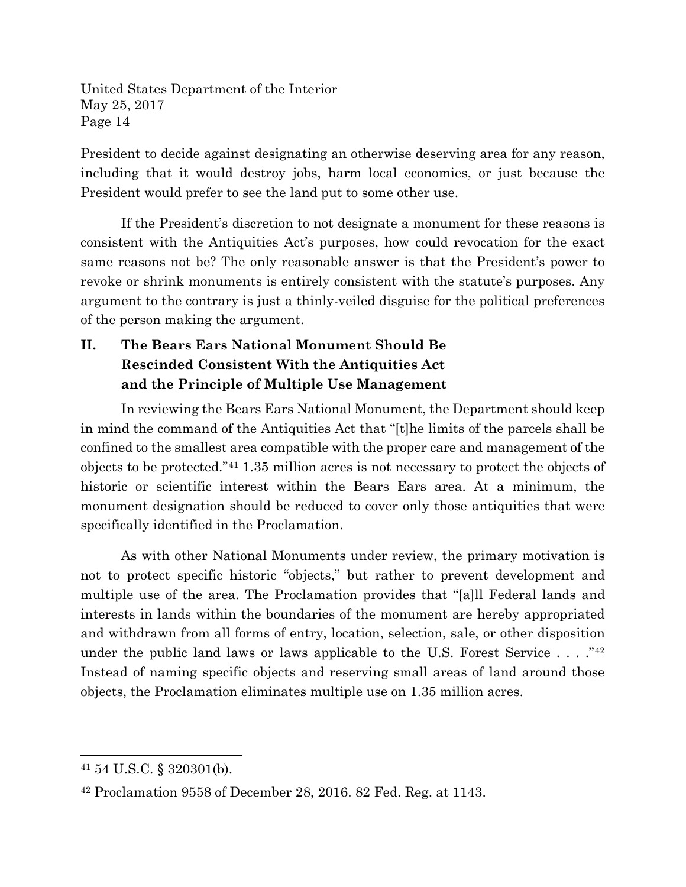President to decide against designating an otherwise deserving area for any reason, including that it would destroy jobs, harm local economies, or just because the President would prefer to see the land put to some other use.

If the President's discretion to not designate a monument for these reasons is consistent with the Antiquities Act's purposes, how could revocation for the exact same reasons not be? The only reasonable answer is that the President's power to revoke or shrink monuments is entirely consistent with the statute's purposes. Any argument to the contrary is just a thinly-veiled disguise for the political preferences of the person making the argument.

## II. The Bears Ears National Monument Should Be Rescinded Consistent With the Antiquities Act and the Principle of Multiple Use Management

In reviewing the Bears Ears National Monument, the Department should keep in mind the command of the Antiquities Act that "[t]he limits of the parcels shall be confined to the smallest area compatible with the proper care and management of the objects to be protected."[41] 1.35 million acres is not necessary to protect the objects of historic or scientific interest within the Bears Ears area. At a minimum, the monument designation should be reduced to cover only those antiquities that were specifically identified in the Proclamation.

As with other National Monuments under review, the primary motivation is not to protect specific historic "objects," but rather to prevent development and multiple use of the area. The Proclamation provides that "[a]ll Federal lands and interests in lands within the boundaries of the monument are hereby appropriated and withdrawn from all forms of entry, location, selection, sale, or other disposition under the public land laws or laws applicable to the U.S. Forest Service . . . ."[42] Instead of naming specific objects and reserving small areas of land around those objects, the Proclamation eliminates multiple use on 1.35 million acres.

---

[41] 54 U.S.C. § 320301(b).

[42] Proclamation 9558 of December 28, 2016. 82 Fed. Reg. at 1143.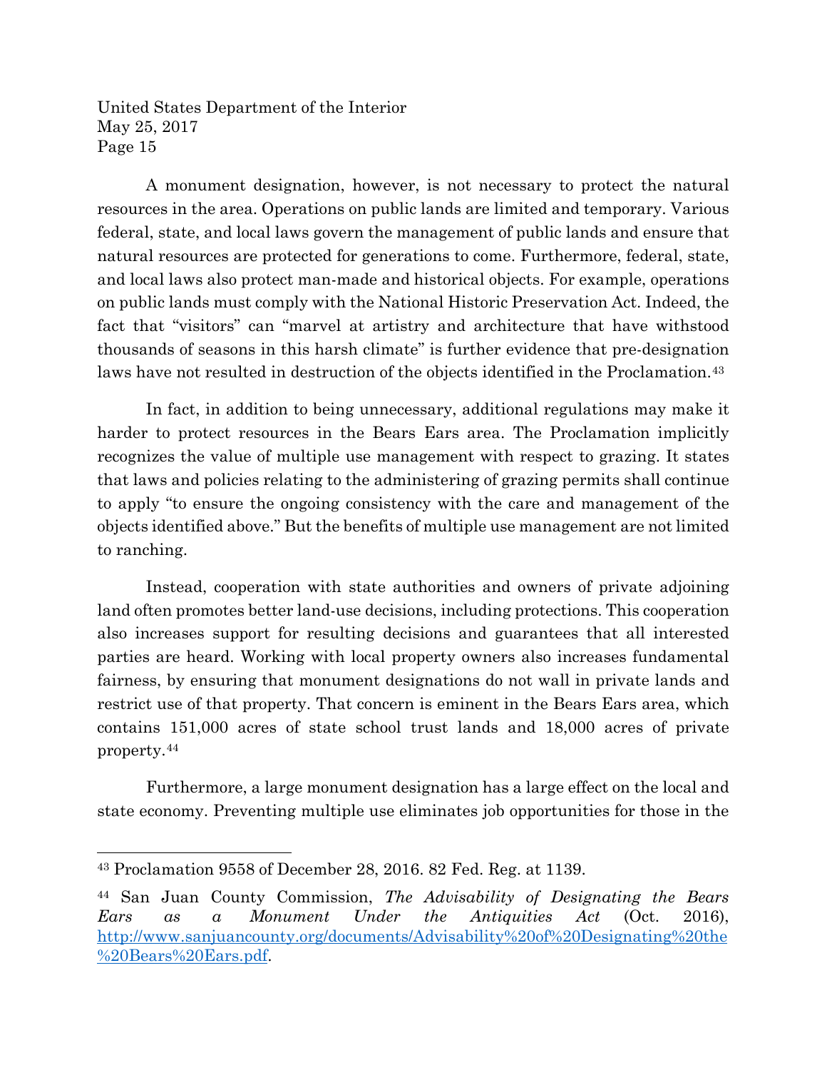A monument designation, however, is not necessary to protect the natural resources in the area. Operations on public lands are limited and temporary. Various federal, state, and local laws govern the management of public lands and ensure that natural resources are protected for generations to come. Furthermore, federal, state, and local laws also protect man-made and historical objects. For example, operations on public lands must comply with the National Historic Preservation Act. Indeed, the fact that "visitors" can "marvel at artistry and architecture that have withstood thousands of seasons in this harsh climate" is further evidence that pre-designation laws have not resulted in destruction of the objects identified in the Proclamation.[43]

In fact, in addition to being unnecessary, additional regulations may make it harder to protect resources in the Bears Ears area. The Proclamation implicitly recognizes the value of multiple use management with respect to grazing. It states that laws and policies relating to the administering of grazing permits shall continue to apply "to ensure the ongoing consistency with the care and management of the objects identified above." But the benefits of multiple use management are not limited to ranching.

Instead, cooperation with state authorities and owners of private adjoining land often promotes better land-use decisions, including protections. This cooperation also increases support for resulting decisions and guarantees that all interested parties are heard. Working with local property owners also increases fundamental fairness, by ensuring that monument designations do not wall in private lands and restrict use of that property. That concern is eminent in the Bears Ears area, which contains 151,000 acres of state school trust lands and 18,000 acres of private property.[44]

Furthermore, a large monument designation has a large effect on the local and state economy. Preventing multiple use eliminates job opportunities for those in the

---

[43] Proclamation 9558 of December 28, 2016. 82 Fed. Reg. at 1139.

[44] San Juan County Commission, *The Advisability of Designating the Bears Ears as a Monument Under the Antiquities Act* (Oct. 2016), http://www.sanjuancounty.org/documents/Advisability%20of%20Designating%20the%20Bears%20Ears.pdf.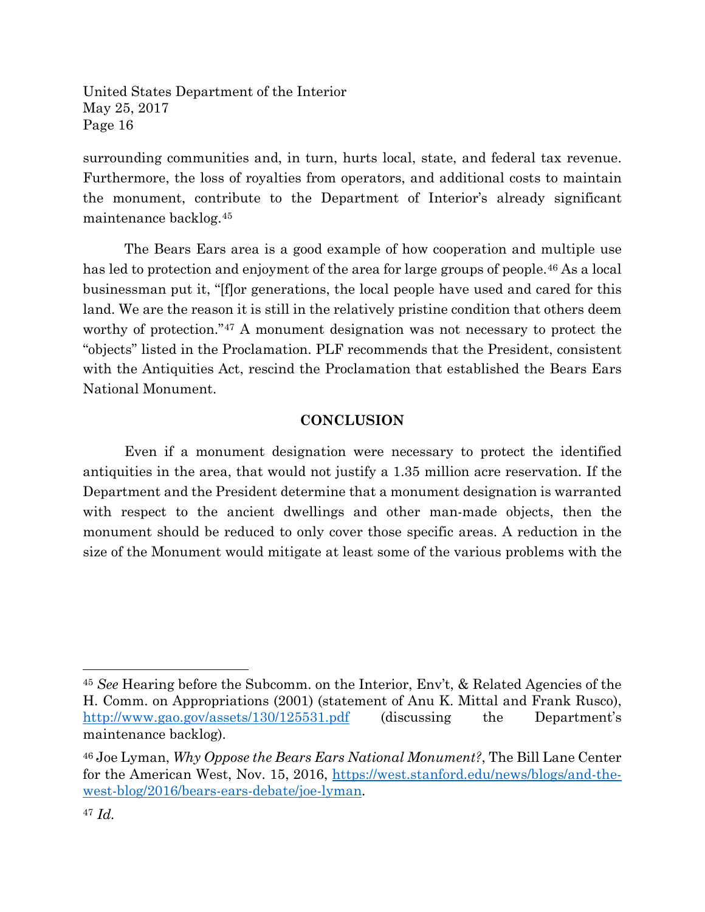surrounding communities and, in turn, hurts local, state, and federal tax revenue. Furthermore, the loss of royalties from operators, and additional costs to maintain the monument, contribute to the Department of Interior's already significant maintenance backlog.[45]

The Bears Ears area is a good example of how cooperation and multiple use has led to protection and enjoyment of the area for large groups of people.[46] As a local businessman put it, "[f]or generations, the local people have used and cared for this land. We are the reason it is still in the relatively pristine condition that others deem worthy of protection."[47] A monument designation was not necessary to protect the "objects" listed in the Proclamation. PLF recommends that the President, consistent with the Antiquities Act, rescind the Proclamation that established the Bears Ears National Monument.

**CONCLUSION**

Even if a monument designation were necessary to protect the identified antiquities in the area, that would not justify a 1.35 million acre reservation. If the Department and the President determine that a monument designation is warranted with respect to the ancient dwellings and other man-made objects, then the monument should be reduced to only cover those specific areas. A reduction in the size of the Monument would mitigate at least some of the various problems with the

---

[45] *See* Hearing before the Subcomm. on the Interior, Env't, & Related Agencies of the H. Comm. on Appropriations (2001) (statement of Anu K. Mittal and Frank Rusco), http://www.gao.gov/assets/130/125531.pdf (discussing the Department's maintenance backlog).

[46] Joe Lyman, *Why Oppose the Bears Ears National Monument?*, The Bill Lane Center for the American West, Nov. 15, 2016, https://west.stanford.edu/news/blogs/and-the-west-blog/2016/bears-ears-debate/joe-lyman.

[47] *Id.*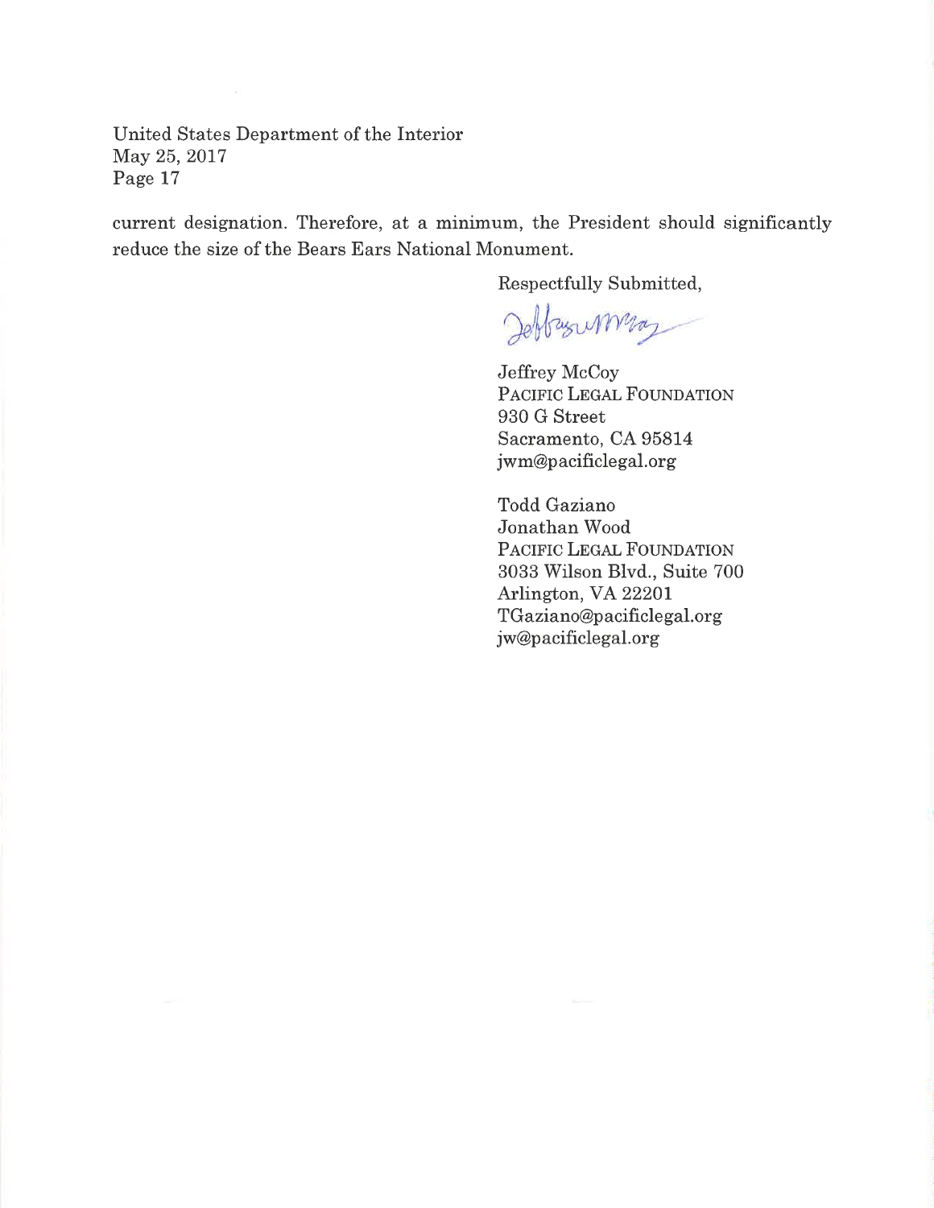current designation. Therefore, at a minimum, the President should significantly reduce the size of the Bears Ears National Monument.

Respectfully Submitted,

Jeffrey McCoy
PACIFIC LEGAL FOUNDATION
930 G Street
Sacramento, CA 95814
jwm@pacificlegal.org

Todd Gaziano
Jonathan Wood
PACIFIC LEGAL FOUNDATION
3033 Wilson Blvd., Suite 700
Arlington, VA 22201
TGaziano@pacificlegal.org
jw@pacificlegal.org